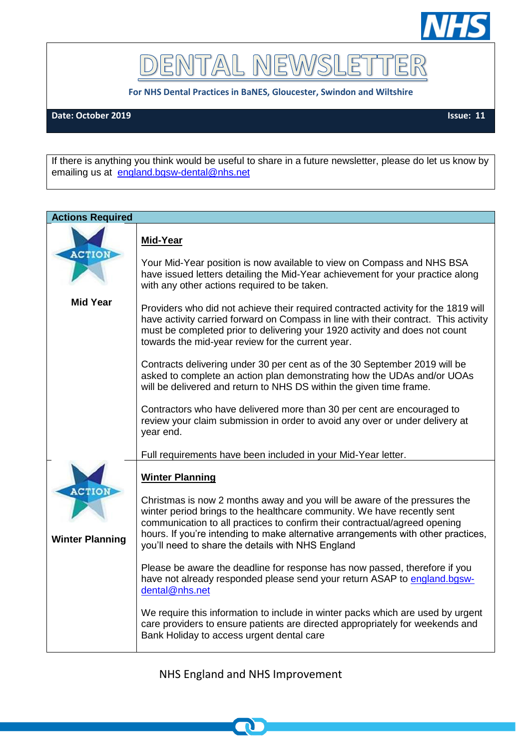# DENTAL NEWSLETTER

**For NHS Dental Practices in BaNES, Gloucester, Swindon and Wiltshire**

**Date: October 2019** **Issue: 11**

If there is anything you think would be useful to share in a future newsletter, please do let us know by emailing us at england.bgsw-dental@nhs.net

## Actions Required

**Mid Year**

### Mid-Year

Your Mid-Year position is now available to view on Compass and NHS BSA have issued letters detailing the Mid-Year achievement for your practice along with any other actions required to be taken.

Providers who did not achieve their required contracted activity for the 1819 will have activity carried forward on Compass in line with their contract. This activity must be completed prior to delivering your 1920 activity and does not count towards the mid-year review for the current year.

Contracts delivering under 30 per cent as of the 30 September 2019 will be asked to complete an action plan demonstrating how the UDAs and/or UOAs will be delivered and return to NHS DS within the given time frame.

Contractors who have delivered more than 30 per cent are encouraged to review your claim submission in order to avoid any over or under delivery at year end.

Full requirements have been included in your Mid-Year letter.

**Winter Planning**

### Winter Planning

Christmas is now 2 months away and you will be aware of the pressures the winter period brings to the healthcare community. We have recently sent communication to all practices to confirm their contractual/agreed opening hours. If you're intending to make alternative arrangements with other practices, you'll need to share the details with NHS England

Please be aware the deadline for response has now passed, therefore if you have not already responded please send your return ASAP to england.bgsw-dental@nhs.net

We require this information to include in winter packs which are used by urgent care providers to ensure patients are directed appropriately for weekends and Bank Holiday to access urgent dental care

NHS England and NHS Improvement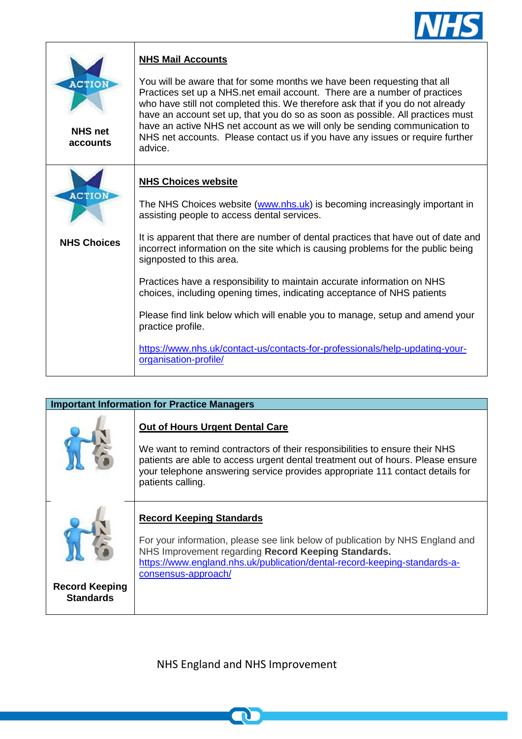| | |
|---|---|
| **NHS net accounts** | **NHS Mail Accounts**<br><br>You will be aware that for some months we have been requesting that all Practices set up a NHS.net email account. There are a number of practices who have still not completed this. We therefore ask that if you do not already have an account set up, that you do so as soon as possible. All practices must have an active NHS net account as we will only be sending communication to NHS net accounts. Please contact us if you have any issues or require further advice. |
| **NHS Choices** | **NHS Choices website**<br><br>The NHS Choices website (www.nhs.uk) is becoming increasingly important in assisting people to access dental services.<br><br>It is apparent that there are number of dental practices that have out of date and incorrect information on the site which is causing problems for the public being signposted to this area.<br><br>Practices have a responsibility to maintain accurate information on NHS choices, including opening times, indicating acceptance of NHS patients<br><br>Please find link below which will enable you to manage, setup and amend your practice profile.<br><br>https://www.nhs.uk/contact-us/contacts-for-professionals/help-updating-your-organisation-profile/ |

| Important Information for Practice Managers | |
|---|---|
| | **Out of Hours Urgent Dental Care**<br><br>We want to remind contractors of their responsibilities to ensure their NHS patients are able to access urgent dental treatment out of hours. Please ensure your telephone answering service provides appropriate 111 contact details for patients calling. |
| **Record Keeping Standards** | **Record Keeping Standards**<br><br>For your information, please see link below of publication by NHS England and NHS Improvement regarding **Record Keeping Standards.**<br>https://www.england.nhs.uk/publication/dental-record-keeping-standards-a-consensus-approach/ |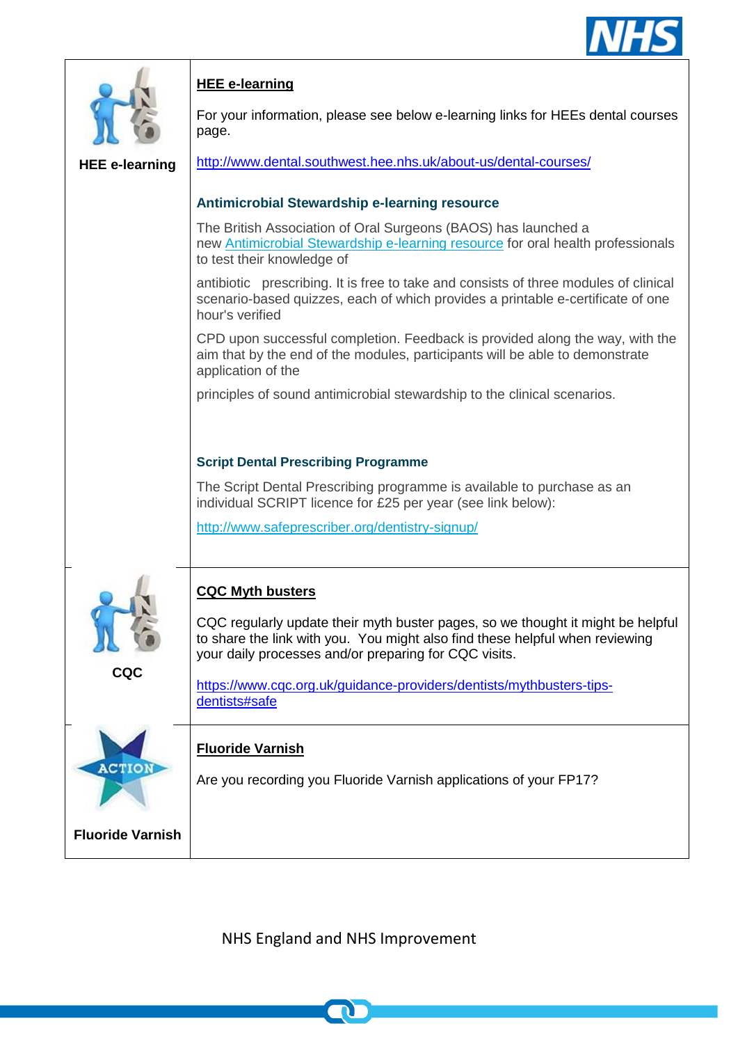| | |
|---|---|
| **HEE e-learning** | **HEE e-learning**<br><br>For your information, please see below e-learning links for HEEs dental courses page.<br><br>http://www.dental.southwest.hee.nhs.uk/about-us/dental-courses/<br><br>**Antimicrobial Stewardship e-learning resource**<br><br>The British Association of Oral Surgeons (BAOS) has launched a new Antimicrobial Stewardship e-learning resource for oral health professionals to test their knowledge of<br><br>antibiotic prescribing. It is free to take and consists of three modules of clinical scenario-based quizzes, each of which provides a printable e-certificate of one hour's verified<br><br>CPD upon successful completion. Feedback is provided along the way, with the aim that by the end of the modules, participants will be able to demonstrate application of the<br><br>principles of sound antimicrobial stewardship to the clinical scenarios.<br><br>**Script Dental Prescribing Programme**<br><br>The Script Dental Prescribing programme is available to purchase as an individual SCRIPT licence for £25 per year (see link below):<br><br>http://www.safeprescriber.org/dentistry-signup/ |
| **CQC** | **CQC Myth busters**<br><br>CQC regularly update their myth buster pages, so we thought it might be helpful to share the link with you. You might also find these helpful when reviewing your daily processes and/or preparing for CQC visits.<br><br>https://www.cqc.org.uk/guidance-providers/dentists/mythbusters-tips-dentists#safe |
| **Fluoride Varnish** | **Fluoride Varnish**<br><br>Are you recording you Fluoride Varnish applications of your FP17? |

NHS England and NHS Improvement